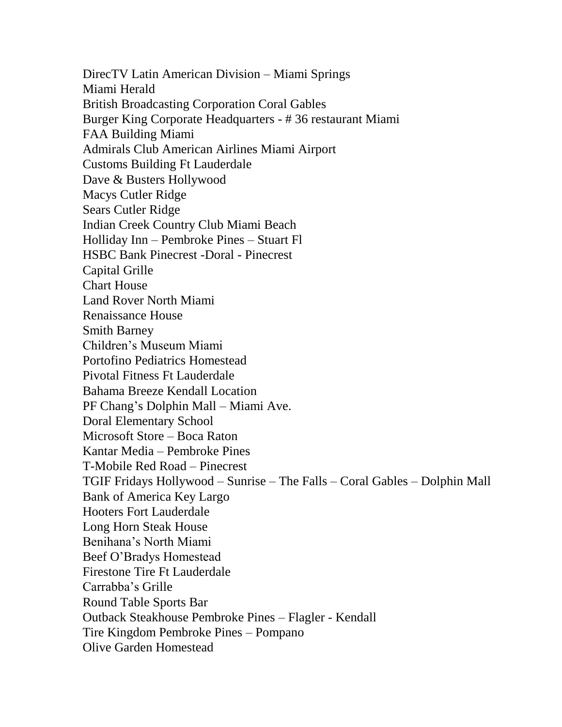DirecTV Latin American Division – Miami Springs
Miami Herald
British Broadcasting Corporation Coral Gables
Burger King Corporate Headquarters - # 36 restaurant Miami
FAA Building Miami
Admirals Club American Airlines Miami Airport
Customs Building Ft Lauderdale
Dave & Busters Hollywood
Macys Cutler Ridge
Sears Cutler Ridge
Indian Creek Country Club Miami Beach
Holliday Inn – Pembroke Pines – Stuart Fl
HSBC Bank Pinecrest -Doral - Pinecrest
Capital Grille
Chart House
Land Rover North Miami
Renaissance House
Smith Barney
Children's Museum Miami
Portofino Pediatrics Homestead
Pivotal Fitness Ft Lauderdale
Bahama Breeze Kendall Location
PF Chang's Dolphin Mall – Miami Ave.
Doral Elementary School
Microsoft Store – Boca Raton
Kantar Media – Pembroke Pines
T-Mobile Red Road – Pinecrest
TGIF Fridays Hollywood – Sunrise – The Falls – Coral Gables – Dolphin Mall
Bank of America Key Largo
Hooters Fort Lauderdale
Long Horn Steak House
Benihana's North Miami
Beef O'Bradys Homestead
Firestone Tire Ft Lauderdale
Carrabba's Grille
Round Table Sports Bar
Outback Steakhouse Pembroke Pines – Flagler - Kendall
Tire Kingdom Pembroke Pines – Pompano
Olive Garden Homestead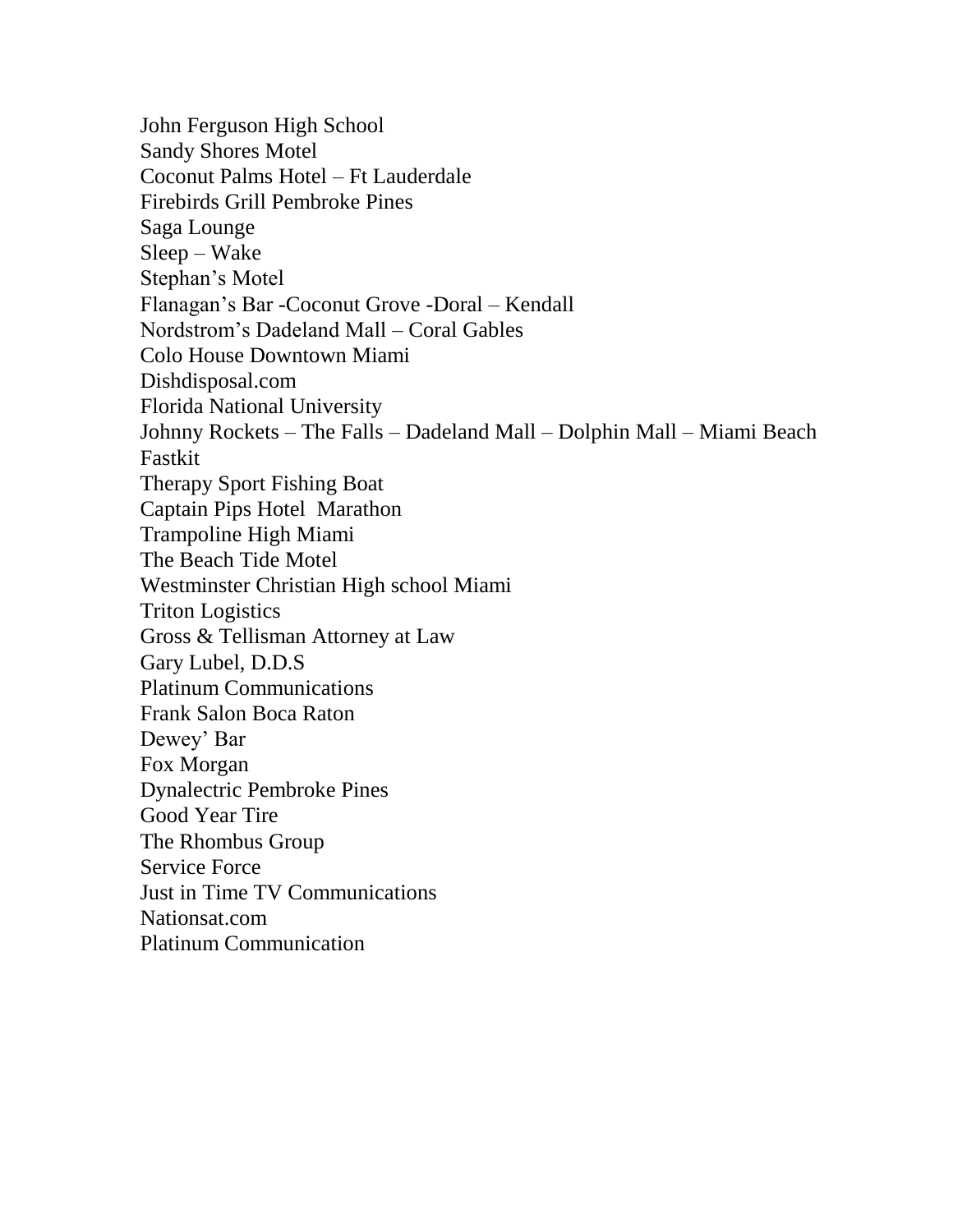John Ferguson High School
Sandy Shores Motel
Coconut Palms Hotel – Ft Lauderdale
Firebirds Grill Pembroke Pines
Saga Lounge
Sleep – Wake
Stephan's Motel
Flanagan's Bar -Coconut Grove -Doral – Kendall
Nordstrom's Dadeland Mall – Coral Gables
Colo House Downtown Miami
Dishdisposal.com
Florida National University
Johnny Rockets – The Falls – Dadeland Mall – Dolphin Mall – Miami Beach
Fastkit
Therapy Sport Fishing Boat
Captain Pips Hotel  Marathon
Trampoline High Miami
The Beach Tide Motel
Westminster Christian High school Miami
Triton Logistics
Gross & Tellisman Attorney at Law
Gary Lubel, D.D.S
Platinum Communications
Frank Salon Boca Raton
Dewey' Bar
Fox Morgan
Dynalectric Pembroke Pines
Good Year Tire
The Rhombus Group
Service Force
Just in Time TV Communications
Nationsat.com
Platinum Communication